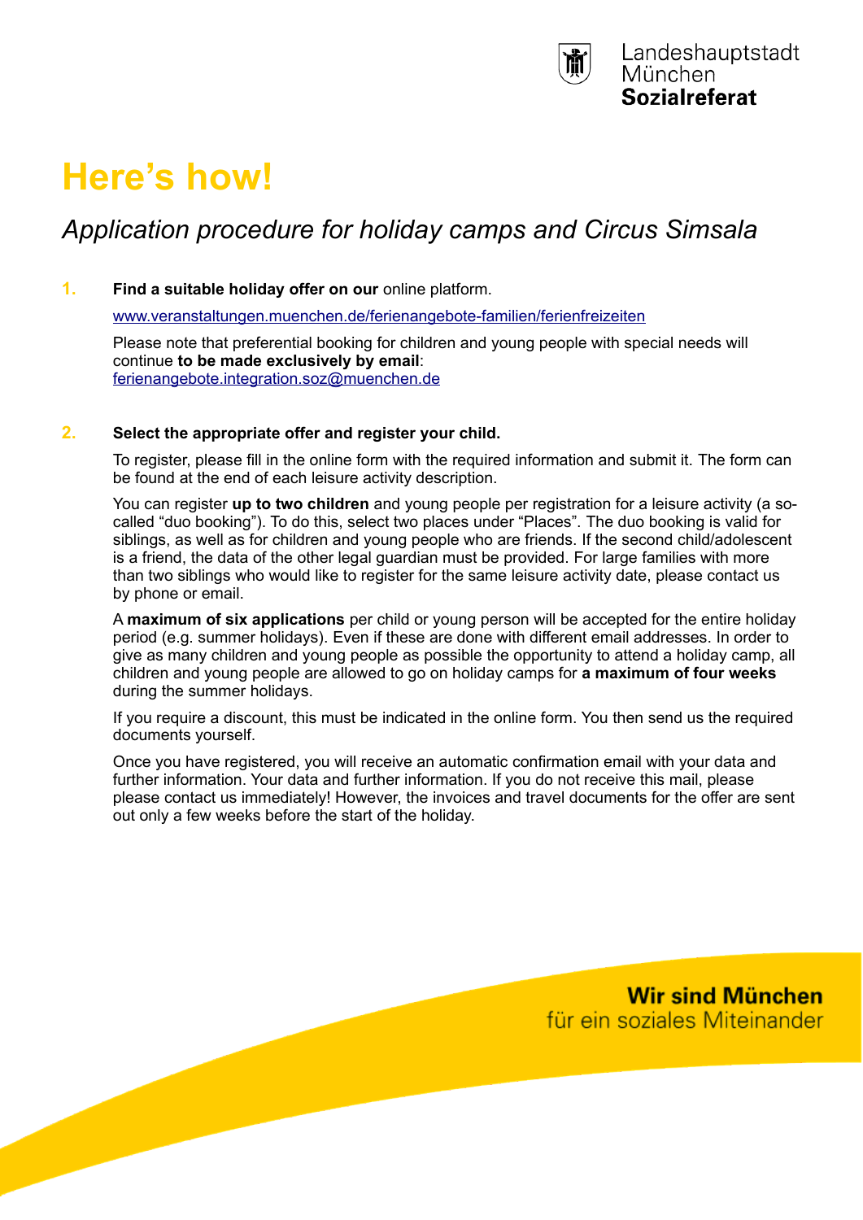Landeshauptstadt
München
**Sozialreferat**

# Here's how!

## *Application procedure for holiday camps and Circus Simsala*

1. **Find a suitable holiday offer on our** online platform.

   www.veranstaltungen.muenchen.de/ferienangebote-familien/ferienfreizeiten

   Please note that preferential booking for children and young people with special needs will continue **to be made exclusively by email**: ferienangebote.integration.soz@muenchen.de

2. **Select the appropriate offer and register your child.**

   To register, please fill in the online form with the required information and submit it. The form can be found at the end of each leisure activity description.

   You can register **up to two children** and young people per registration for a leisure activity (a so-called "duo booking"). To do this, select two places under "Places". The duo booking is valid for siblings, as well as for children and young people who are friends. If the second child/adolescent is a friend, the data of the other legal guardian must be provided. For large families with more than two siblings who would like to register for the same leisure activity date, please contact us by phone or email.

   A **maximum of six applications** per child or young person will be accepted for the entire holiday period (e.g. summer holidays). Even if these are done with different email addresses. In order to give as many children and young people as possible the opportunity to attend a holiday camp, all children and young people are allowed to go on holiday camps for **a maximum of four weeks** during the summer holidays.

   If you require a discount, this must be indicated in the online form. You then send us the required documents yourself.

   Once you have registered, you will receive an automatic confirmation email with your data and further information. Your data and further information. If you do not receive this mail, please please contact us immediately! However, the invoices and travel documents for the offer are sent out only a few weeks before the start of the holiday.

**Wir sind München**
für ein soziales Miteinander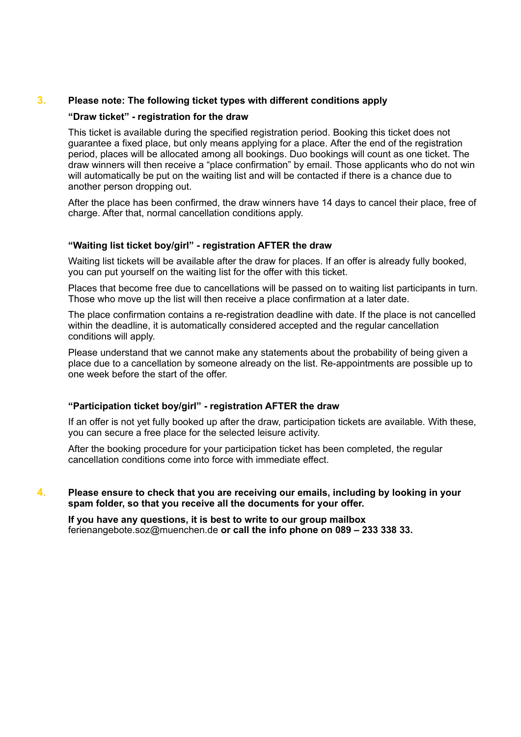3. **Please note: The following ticket types with different conditions apply**

   **“Draw ticket” - registration for the draw**

   This ticket is available during the specified registration period. Booking this ticket does not guarantee a fixed place, but only means applying for a place. After the end of the registration period, places will be allocated among all bookings. Duo bookings will count as one ticket. The draw winners will then receive a “place confirmation” by email. Those applicants who do not win will automatically be put on the waiting list and will be contacted if there is a chance due to another person dropping out.

   After the place has been confirmed, the draw winners have 14 days to cancel their place, free of charge. After that, normal cancellation conditions apply.

   **“Waiting list ticket boy/girl” - registration AFTER the draw**

   Waiting list tickets will be available after the draw for places. If an offer is already fully booked, you can put yourself on the waiting list for the offer with this ticket.

   Places that become free due to cancellations will be passed on to waiting list participants in turn. Those who move up the list will then receive a place confirmation at a later date.

   The place confirmation contains a re-registration deadline with date. If the place is not cancelled within the deadline, it is automatically considered accepted and the regular cancellation conditions will apply.

   Please understand that we cannot make any statements about the probability of being given a place due to a cancellation by someone already on the list. Re-appointments are possible up to one week before the start of the offer.

   **“Participation ticket boy/girl” - registration AFTER the draw**

   If an offer is not yet fully booked up after the draw, participation tickets are available. With these, you can secure a free place for the selected leisure activity.

   After the booking procedure for your participation ticket has been completed, the regular cancellation conditions come into force with immediate effect.

4. **Please ensure to check that you are receiving our emails, including by looking in your spam folder, so that you receive all the documents for your offer.**

   **If you have any questions, it is best to write to our group mailbox** ferienangebote.soz@muenchen.de **or call the info phone on 089 – 233 338 33.**